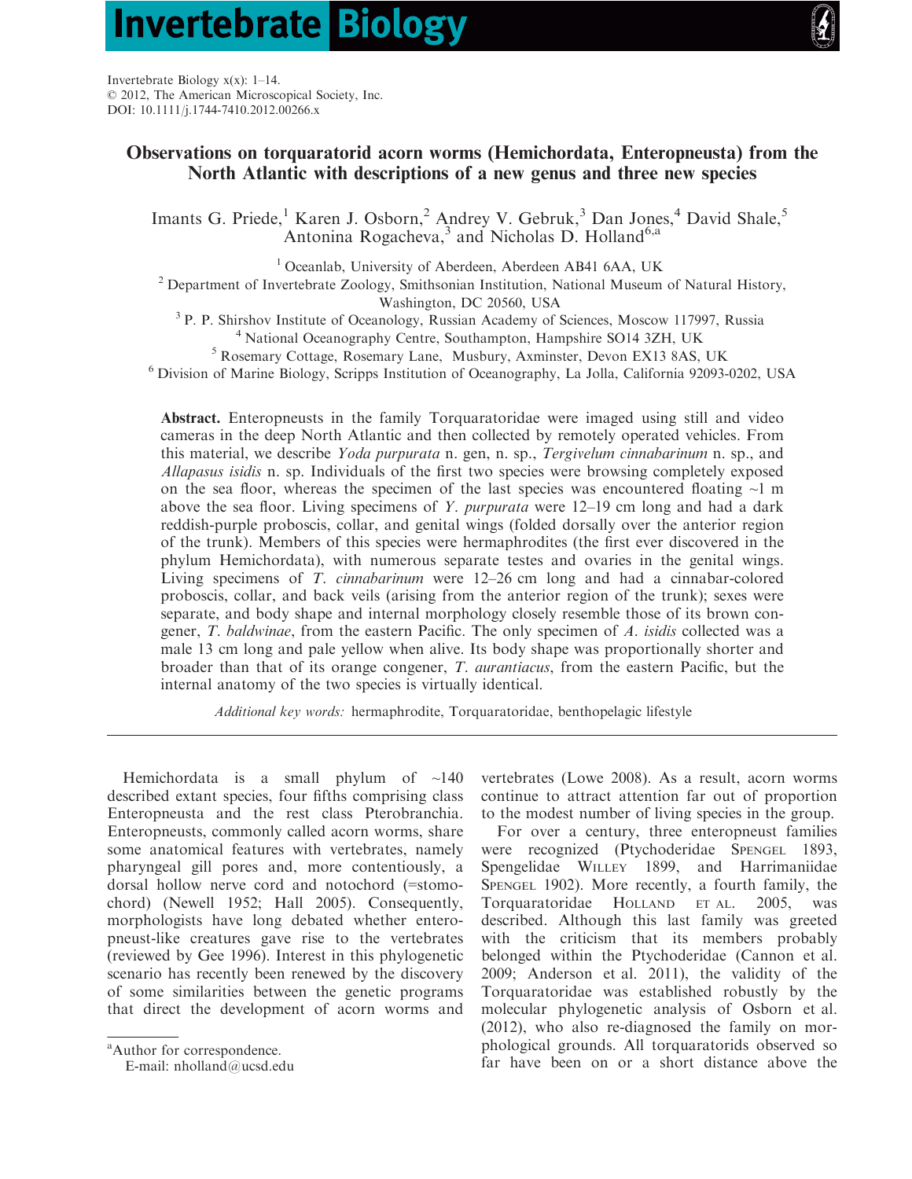Invertebrate Biology x(x): 1–14.
© 2012, The American Microscopical Society, Inc.
DOI: 10.1111/j.1744-7410.2012.00266.x

# Observations on torquaratorid acorn worms (Hemichordata, Enteropneusta) from the North Atlantic with descriptions of a new genus and three new species

Imants G. Priede,[1] Karen J. Osborn,[2] Andrey V. Gebruk,[3] Dan Jones,[4] David Shale,[5] Antonina Rogacheva,[3] and Nicholas D. Holland[6,a]

[1] Oceanlab, University of Aberdeen, Aberdeen AB41 6AA, UK
[2] Department of Invertebrate Zoology, Smithsonian Institution, National Museum of Natural History, Washington, DC 20560, USA
[3] P. P. Shirshov Institute of Oceanology, Russian Academy of Sciences, Moscow 117997, Russia
[4] National Oceanography Centre, Southampton, Hampshire SO14 3ZH, UK
[5] Rosemary Cottage, Rosemary Lane, Musbury, Axminster, Devon EX13 8AS, UK
[6] Division of Marine Biology, Scripps Institution of Oceanography, La Jolla, California 92093-0202, USA

**Abstract.** Enteropneusts in the family Torquaratoridae were imaged using still and video cameras in the deep North Atlantic and then collected by remotely operated vehicles. From this material, we describe *Yoda purpurata* n. gen, n. sp., *Tergivelum cinnabarinum* n. sp., and *Allapasus isidis* n. sp. Individuals of the first two species were browsing completely exposed on the sea floor, whereas the specimen of the last species was encountered floating ~1 m above the sea floor. Living specimens of *Y. purpurata* were 12–19 cm long and had a dark reddish-purple proboscis, collar, and genital wings (folded dorsally over the anterior region of the trunk). Members of this species were hermaphrodites (the first ever discovered in the phylum Hemichordata), with numerous separate testes and ovaries in the genital wings. Living specimens of *T. cinnabarinum* were 12–26 cm long and had a cinnabar-colored proboscis, collar, and back veils (arising from the anterior region of the trunk); sexes were separate, and body shape and internal morphology closely resemble those of its brown congener, *T. baldwinae*, from the eastern Pacific. The only specimen of *A. isidis* collected was a male 13 cm long and pale yellow when alive. Its body shape was proportionally shorter and broader than that of its orange congener, *T. aurantiacus*, from the eastern Pacific, but the internal anatomy of the two species is virtually identical.

*Additional key words:* hermaphrodite, Torquaratoridae, benthopelagic lifestyle

Hemichordata is a small phylum of ~140 described extant species, four fifths comprising class Enteropneusta and the rest class Pterobranchia. Enteropneusts, commonly called acorn worms, share some anatomical features with vertebrates, namely pharyngeal gill pores and, more contentiously, a dorsal hollow nerve cord and notochord (=stomochord) (Newell 1952; Hall 2005). Consequently, morphologists have long debated whether enteropneust-like creatures gave rise to the vertebrates (reviewed by Gee 1996). Interest in this phylogenetic scenario has recently been renewed by the discovery of some similarities between the genetic programs that direct the development of acorn worms and vertebrates (Lowe 2008). As a result, acorn worms continue to attract attention far out of proportion to the modest number of living species in the group.

For over a century, three enteropneust families were recognized (Ptychoderidae Spengel 1893, Spengelidae Willey 1899, and Harrimaniidae Spengel 1902). More recently, a fourth family, the Torquaratoridae Holland et al. 2005, was described. Although this last family was greeted with the criticism that its members probably belonged within the Ptychoderidae (Cannon et al. 2009; Anderson et al. 2011), the validity of the Torquaratoridae was established robustly by the molecular phylogenetic analysis of Osborn et al. (2012), who also re-diagnosed the family on morphological grounds. All torquaratorids observed so far have been on or a short distance above the

[a] Author for correspondence.
E-mail: nholland@ucsd.edu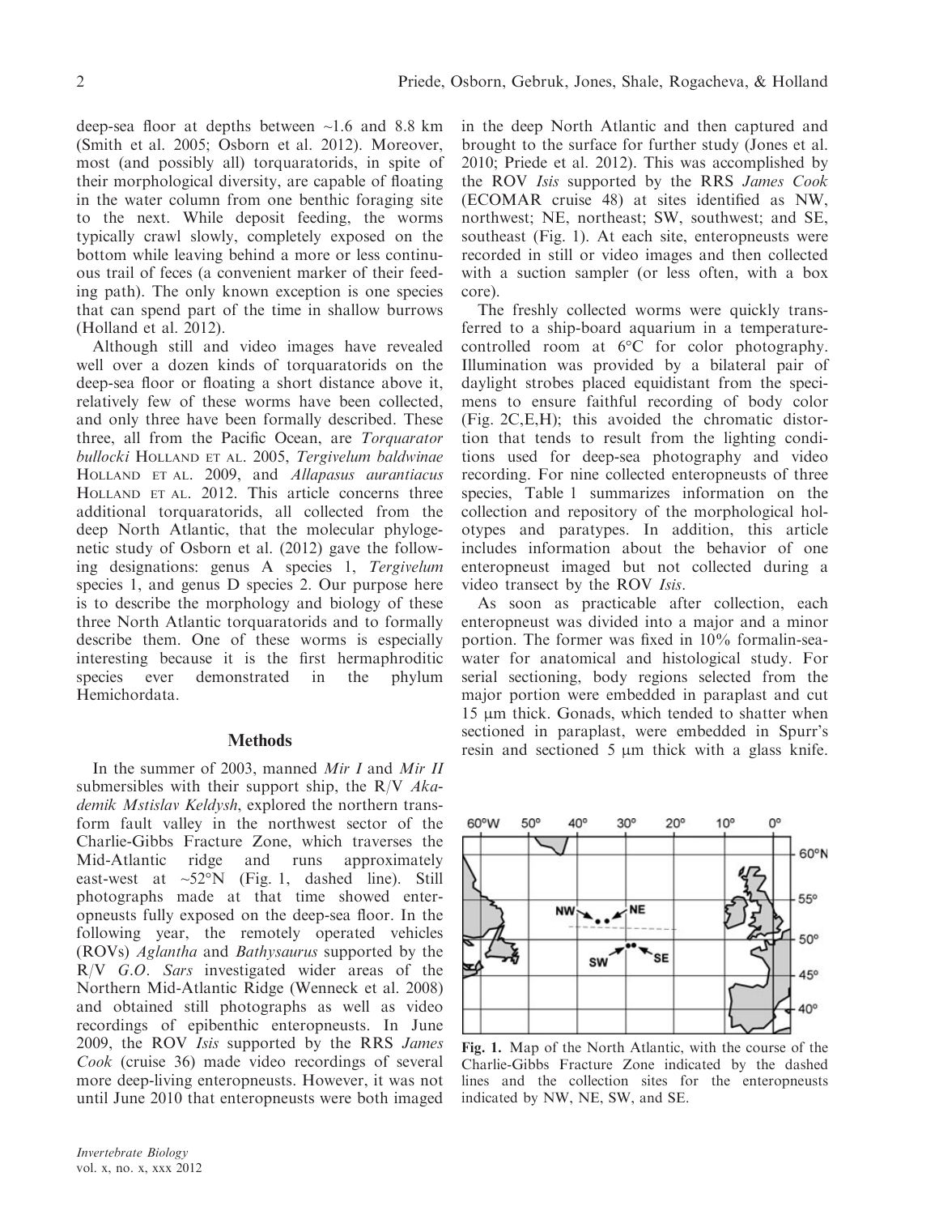deep-sea floor at depths between ~1.6 and 8.8 km (Smith et al. 2005; Osborn et al. 2012). Moreover, most (and possibly all) torquaratorids, in spite of their morphological diversity, are capable of floating in the water column from one benthic foraging site to the next. While deposit feeding, the worms typically crawl slowly, completely exposed on the bottom while leaving behind a more or less continuous trail of feces (a convenient marker of their feeding path). The only known exception is one species that can spend part of the time in shallow burrows (Holland et al. 2012).

Although still and video images have revealed well over a dozen kinds of torquaratorids on the deep-sea floor or floating a short distance above it, relatively few of these worms have been collected, and only three have been formally described. These three, all from the Pacific Ocean, are *Torquarator bullocki* HOLLAND ET AL. 2005, *Tergivelum baldwinae* HOLLAND ET AL. 2009, and *Allapasus aurantiacus* HOLLAND ET AL. 2012. This article concerns three additional torquaratorids, all collected from the deep North Atlantic, that the molecular phylogenetic study of Osborn et al. (2012) gave the following designations: genus A species 1, *Tergivelum* species 1, and genus D species 2. Our purpose here is to describe the morphology and biology of these three North Atlantic torquaratorids and to formally describe them. One of these worms is especially interesting because it is the first hermaphroditic species ever demonstrated in the phylum Hemichordata.

## Methods

In the summer of 2003, manned *Mir I* and *Mir II* submersibles with their support ship, the R/V *Akademik Mstislav Keldysh*, explored the northern transform fault valley in the northwest sector of the Charlie-Gibbs Fracture Zone, which traverses the Mid-Atlantic ridge and runs approximately east-west at ~52°N (Fig. 1, dashed line). Still photographs made at that time showed enteropneusts fully exposed on the deep-sea floor. In the following year, the remotely operated vehicles (ROVs) *Aglantha* and *Bathysaurus* supported by the R/V *G.O. Sars* investigated wider areas of the Northern Mid-Atlantic Ridge (Wenneck et al. 2008) and obtained still photographs as well as video recordings of epibenthic enteropneusts. In June 2009, the ROV *Isis* supported by the RRS *James Cook* (cruise 36) made video recordings of several more deep-living enteropneusts. However, it was not until June 2010 that enteropneusts were both imaged in the deep North Atlantic and then captured and brought to the surface for further study (Jones et al. 2010; Priede et al. 2012). This was accomplished by the ROV *Isis* supported by the RRS *James Cook* (ECOMAR cruise 48) at sites identified as NW, northwest; NE, northeast; SW, southwest; and SE, southeast (Fig. 1). At each site, enteropneusts were recorded in still or video images and then collected with a suction sampler (or less often, with a box core).

The freshly collected worms were quickly transferred to a ship-board aquarium in a temperature-controlled room at 6°C for color photography. Illumination was provided by a bilateral pair of daylight strobes placed equidistant from the specimens to ensure faithful recording of body color (Fig. 2C,E,H); this avoided the chromatic distortion that tends to result from the lighting conditions used for deep-sea photography and video recording. For nine collected enteropneusts of three species, Table 1 summarizes information on the collection and repository of the morphological holotypes and paratypes. In addition, this article includes information about the behavior of one enteropneust imaged but not collected during a video transect by the ROV *Isis*.

As soon as practicable after collection, each enteropneust was divided into a major and a minor portion. The former was fixed in 10% formalin-seawater for anatomical and histological study. For serial sectioning, body regions selected from the major portion were embedded in paraplast and cut 15 μm thick. Gonads, which tended to shatter when sectioned in paraplast, were embedded in Spurr's resin and sectioned 5 μm thick with a glass knife.

**Fig. 1.** Map of the North Atlantic, with the course of the Charlie-Gibbs Fracture Zone indicated by the dashed lines and the collection sites for the enteropneusts indicated by NW, NE, SW, and SE.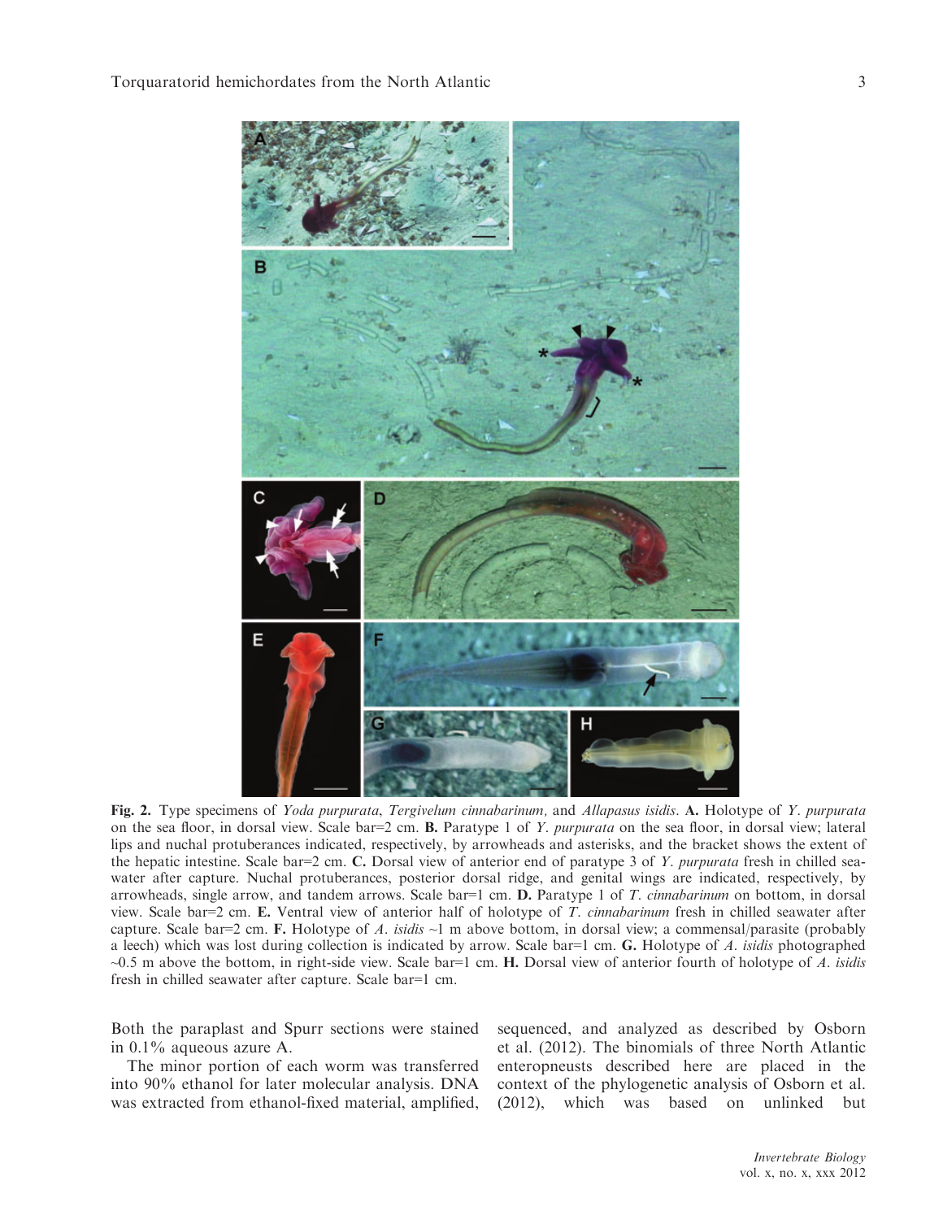**Fig. 2.** Type specimens of *Yoda purpurata*, *Tergivelum cinnabarinum*, and *Allapasus isidis*. **A.** Holotype of *Y. purpurata* on the sea floor, in dorsal view. Scale bar=2 cm. **B.** Paratype 1 of *Y. purpurata* on the sea floor, in dorsal view; lateral lips and nuchal protuberances indicated, respectively, by arrowheads and asterisks, and the bracket shows the extent of the hepatic intestine. Scale bar=2 cm. **C.** Dorsal view of anterior end of paratype 3 of *Y. purpurata* fresh in chilled seawater after capture. Nuchal protuberances, posterior dorsal ridge, and genital wings are indicated, respectively, by arrowheads, single arrow, and tandem arrows. Scale bar=1 cm. **D.** Paratype 1 of *T. cinnabarinum* on bottom, in dorsal view. Scale bar=2 cm. **E.** Ventral view of anterior half of holotype of *T. cinnabarinum* fresh in chilled seawater after capture. Scale bar=2 cm. **F.** Holotype of *A. isidis* ~1 m above bottom, in dorsal view; a commensal/parasite (probably a leech) which was lost during collection is indicated by arrow. Scale bar=1 cm. **G.** Holotype of *A. isidis* photographed ~0.5 m above the bottom, in right-side view. Scale bar=1 cm. **H.** Dorsal view of anterior fourth of holotype of *A. isidis* fresh in chilled seawater after capture. Scale bar=1 cm.

Both the paraplast and Spurr sections were stained in 0.1% aqueous azure A.

The minor portion of each worm was transferred into 90% ethanol for later molecular analysis. DNA was extracted from ethanol-fixed material, amplified, sequenced, and analyzed as described by Osborn et al. (2012). The binomials of three North Atlantic enteropneusts described here are placed in the context of the phylogenetic analysis of Osborn et al. (2012), which was based on unlinked but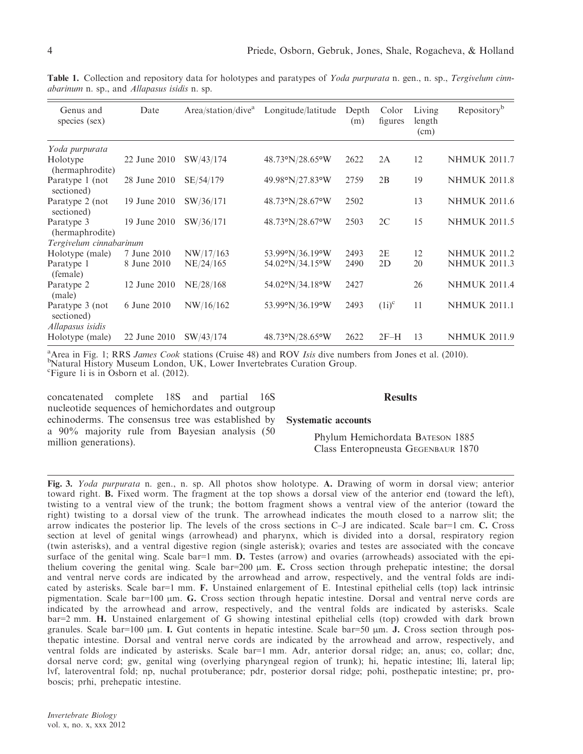**Table 1.** Collection and repository data for holotypes and paratypes of *Yoda purpurata* n. gen., n. sp., *Tergivelum cinnabarinum* n. sp., and *Allapasus isidis* n. sp.

| Genus and species (sex) | Date | Area/station/dive[a] | Longitude/latitude | Depth (m) | Color figures | Living length (cm) | Repository[b] |
|---|---|---|---|---|---|---|---|
| *Yoda purpurata* | | | | | | | |
| Holotype (hermaphrodite) | 22 June 2010 | SW/43/174 | 48.73°N/28.65°W | 2622 | 2A | 12 | NHMUK 2011.7 |
| Paratype 1 (not sectioned) | 28 June 2010 | SE/54/179 | 49.98°N/27.83°W | 2759 | 2B | 19 | NHMUK 2011.8 |
| Paratype 2 (not sectioned) | 19 June 2010 | SW/36/171 | 48.73°N/28.67°W | 2502 | | 13 | NHMUK 2011.6 |
| Paratype 3 (hermaphrodite) | 19 June 2010 | SW/36/171 | 48.73°N/28.67°W | 2503 | 2C | 15 | NHMUK 2011.5 |
| *Tergivelum cinnabarinum* | | | | | | | |
| Holotype (male) | 7 June 2010 | NW/17/163 | 53.99°N/36.19°W | 2493 | 2E | 12 | NHMUK 2011.2 |
| Paratype 1 (female) | 8 June 2010 | NE/24/165 | 54.02°N/34.15°W | 2490 | 2D | 20 | NHMUK 2011.3 |
| Paratype 2 (male) | 12 June 2010 | NE/28/168 | 54.02°N/34.18°W | 2427 | | 26 | NHMUK 2011.4 |
| Paratype 3 (not sectioned) | 6 June 2010 | NW/16/162 | 53.99°N/36.19°W | 2493 | (1i)[c] | 11 | NHMUK 2011.1 |
| *Allapasus isidis* | | | | | | | |
| Holotype (male) | 22 June 2010 | SW/43/174 | 48.73°N/28.65°W | 2622 | 2F–H | 13 | NHMUK 2011.9 |

[a]Area in Fig. 1; RRS *James Cook* stations (Cruise 48) and ROV *Isis* dive numbers from Jones et al. (2010).
[b]Natural History Museum London, UK, Lower Invertebrates Curation Group.
[c]Figure 1i is in Osborn et al. (2012).

concatenated complete 18S and partial 16S nucleotide sequences of hemichordates and outgroup echinoderms. The consensus tree was established by a 90% majority rule from Bayesian analysis (50 million generations).

## Results

### Systematic accounts

Phylum Hemichordata Bateson 1885
Class Enteropneusta Gegenbaur 1870

**Fig. 3.** *Yoda purpurata* n. gen., n. sp. All photos show holotype. **A.** Drawing of worm in dorsal view; anterior toward right. **B.** Fixed worm. The fragment at the top shows a dorsal view of the anterior end (toward the left), twisting to a ventral view of the trunk; the bottom fragment shows a ventral view of the anterior (toward the right) twisting to a dorsal view of the trunk. The arrowhead indicates the mouth closed to a narrow slit; the arrow indicates the posterior lip. The levels of the cross sections in C–J are indicated. Scale bar=1 cm. **C.** Cross section at level of genital wings (arrowhead) and pharynx, which is divided into a dorsal, respiratory region (twin asterisks), and a ventral digestive region (single asterisk); ovaries and testes are associated with the concave surface of the genital wing. Scale bar=1 mm. **D.** Testes (arrow) and ovaries (arrowheads) associated with the epithelium covering the genital wing. Scale bar=200 μm. **E.** Cross section through prehepatic intestine; the dorsal and ventral nerve cords are indicated by the arrowhead and arrow, respectively, and the ventral folds are indicated by asterisks. Scale bar=1 mm. **F.** Unstained enlargement of E. Intestinal epithelial cells (top) lack intrinsic pigmentation. Scale bar=100 μm. **G.** Cross section through hepatic intestine. Dorsal and ventral nerve cords are indicated by the arrowhead and arrow, respectively, and the ventral folds are indicated by asterisks. Scale bar=2 mm. **H.** Unstained enlargement of G showing intestinal epithelial cells (top) crowded with dark brown granules. Scale bar=100 μm. **I.** Gut contents in hepatic intestine. Scale bar=50 μm. **J.** Cross section through posthepatic intestine. Dorsal and ventral nerve cords are indicated by the arrowhead and arrow, respectively, and ventral folds are indicated by asterisks. Scale bar=1 mm. Adr, anterior dorsal ridge; an, anus; co, collar; dnc, dorsal nerve cord; gw, genital wing (overlying pharyngeal region of trunk); hi, hepatic intestine; lli, lateral lip; lvf, lateroventral fold; np, nuchal protuberance; pdr, posterior dorsal ridge; pohi, posthepatic intestine; pr, proboscis; prhi, prehepatic intestine.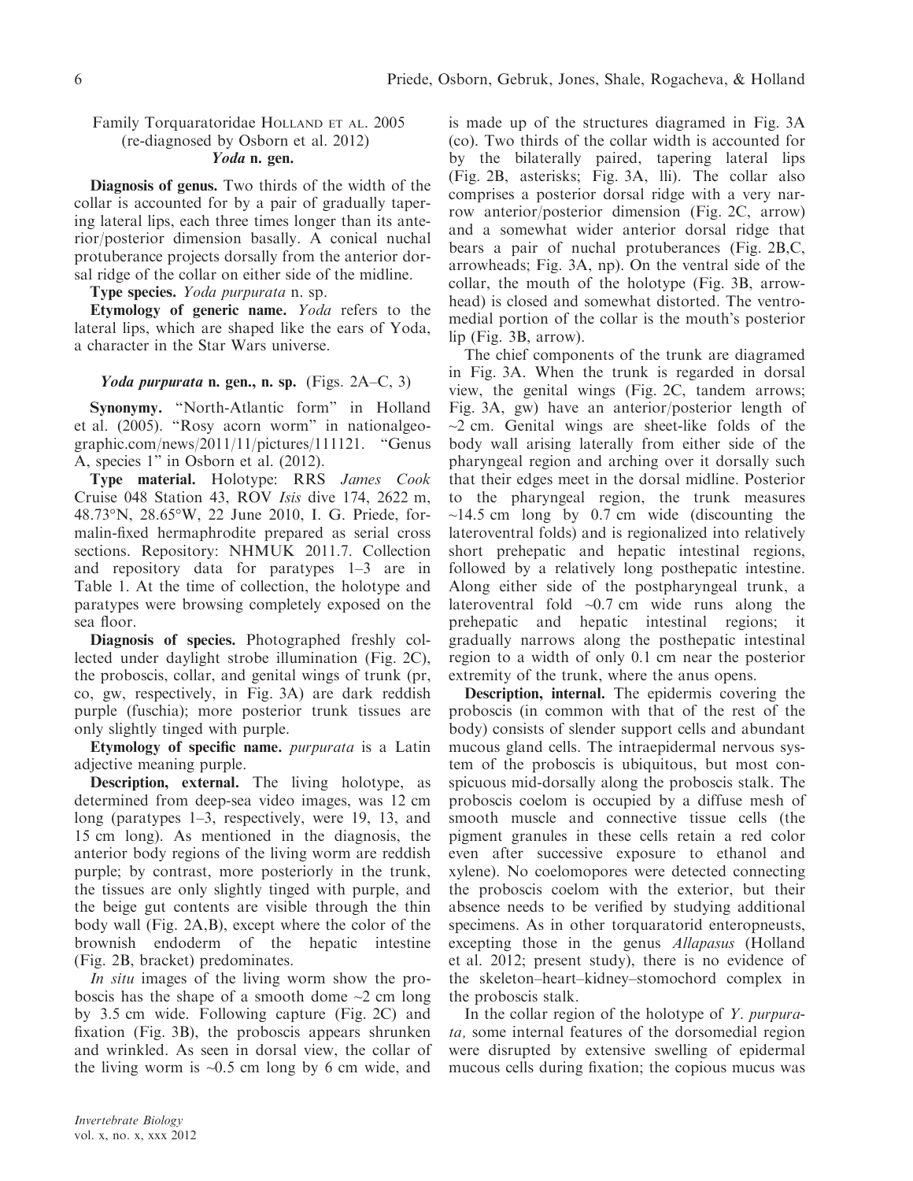Family Torquaratoridae HOLLAND ET AL. 2005 (re-diagnosed by Osborn et al. 2012)

***Yoda* n. gen.**

**Diagnosis of genus.** Two thirds of the width of the collar is accounted for by a pair of gradually tapering lateral lips, each three times longer than its anterior/posterior dimension basally. A conical nuchal protuberance projects dorsally from the anterior dorsal ridge of the collar on either side of the midline.

**Type species.** *Yoda purpurata* n. sp.

**Etymology of generic name.** *Yoda* refers to the lateral lips, which are shaped like the ears of Yoda, a character in the Star Wars universe.

***Yoda purpurata* n. gen., n. sp.** (Figs. 2A–C, 3)

**Synonymy.** "North-Atlantic form" in Holland et al. (2005). "Rosy acorn worm" in nationalgeographic.com/news/2011/11/pictures/111121. "Genus A, species 1" in Osborn et al. (2012).

**Type material.** Holotype: RRS *James Cook* Cruise 048 Station 43, ROV *Isis* dive 174, 2622 m, 48.73°N, 28.65°W, 22 June 2010, I. G. Priede, formalin-fixed hermaphrodite prepared as serial cross sections. Repository: NHMUK 2011.7. Collection and repository data for paratypes 1–3 are in Table 1. At the time of collection, the holotype and paratypes were browsing completely exposed on the sea floor.

**Diagnosis of species.** Photographed freshly collected under daylight strobe illumination (Fig. 2C), the proboscis, collar, and genital wings of trunk (pr, co, gw, respectively, in Fig. 3A) are dark reddish purple (fuschia); more posterior trunk tissues are only slightly tinged with purple.

**Etymology of specific name.** *purpurata* is a Latin adjective meaning purple.

**Description, external.** The living holotype, as determined from deep-sea video images, was 12 cm long (paratypes 1–3, respectively, were 19, 13, and 15 cm long). As mentioned in the diagnosis, the anterior body regions of the living worm are reddish purple; by contrast, more posteriorly in the trunk, the tissues are only slightly tinged with purple, and the beige gut contents are visible through the thin body wall (Fig. 2A,B), except where the color of the brownish endoderm of the hepatic intestine (Fig. 2B, bracket) predominates.

*In situ* images of the living worm show the proboscis has the shape of a smooth dome ~2 cm long by 3.5 cm wide. Following capture (Fig. 2C) and fixation (Fig. 3B), the proboscis appears shrunken and wrinkled. As seen in dorsal view, the collar of the living worm is ~0.5 cm long by 6 cm wide, and is made up of the structures diagramed in Fig. 3A (co). Two thirds of the collar width is accounted for by the bilaterally paired, tapering lateral lips (Fig. 2B, asterisks; Fig. 3A, lli). The collar also comprises a posterior dorsal ridge with a very narrow anterior/posterior dimension (Fig. 2C, arrow) and a somewhat wider anterior dorsal ridge that bears a pair of nuchal protuberances (Fig. 2B,C, arrowheads; Fig. 3A, np). On the ventral side of the collar, the mouth of the holotype (Fig. 3B, arrowhead) is closed and somewhat distorted. The ventromedial portion of the collar is the mouth's posterior lip (Fig. 3B, arrow).

The chief components of the trunk are diagramed in Fig. 3A. When the trunk is regarded in dorsal view, the genital wings (Fig. 2C, tandem arrows; Fig. 3A, gw) have an anterior/posterior length of ~2 cm. Genital wings are sheet-like folds of the body wall arising laterally from either side of the pharyngeal region and arching over it dorsally such that their edges meet in the dorsal midline. Posterior to the pharyngeal region, the trunk measures ~14.5 cm long by 0.7 cm wide (discounting the lateroventral folds) and is regionalized into relatively short prehepatic and hepatic intestinal regions, followed by a relatively long posthepatic intestine. Along either side of the postpharyngeal trunk, a lateroventral fold ~0.7 cm wide runs along the prehepatic and hepatic intestinal regions; it gradually narrows along the posthepatic intestinal region to a width of only 0.1 cm near the posterior extremity of the trunk, where the anus opens.

**Description, internal.** The epidermis covering the proboscis (in common with that of the rest of the body) consists of slender support cells and abundant mucous gland cells. The intraepidermal nervous system of the proboscis is ubiquitous, but most conspicuous mid-dorsally along the proboscis stalk. The proboscis coelom is occupied by a diffuse mesh of smooth muscle and connective tissue cells (the pigment granules in these cells retain a red color even after successive exposure to ethanol and xylene). No coelomopores were detected connecting the proboscis coelom with the exterior, but their absence needs to be verified by studying additional specimens. As in other torquaratorid enteropneusts, excepting those in the genus *Allapasus* (Holland et al. 2012; present study), there is no evidence of the skeleton–heart–kidney–stomochord complex in the proboscis stalk.

In the collar region of the holotype of *Y. purpurata*, some internal features of the dorsomedial region were disrupted by extensive swelling of epidermal mucous cells during fixation; the copious mucus was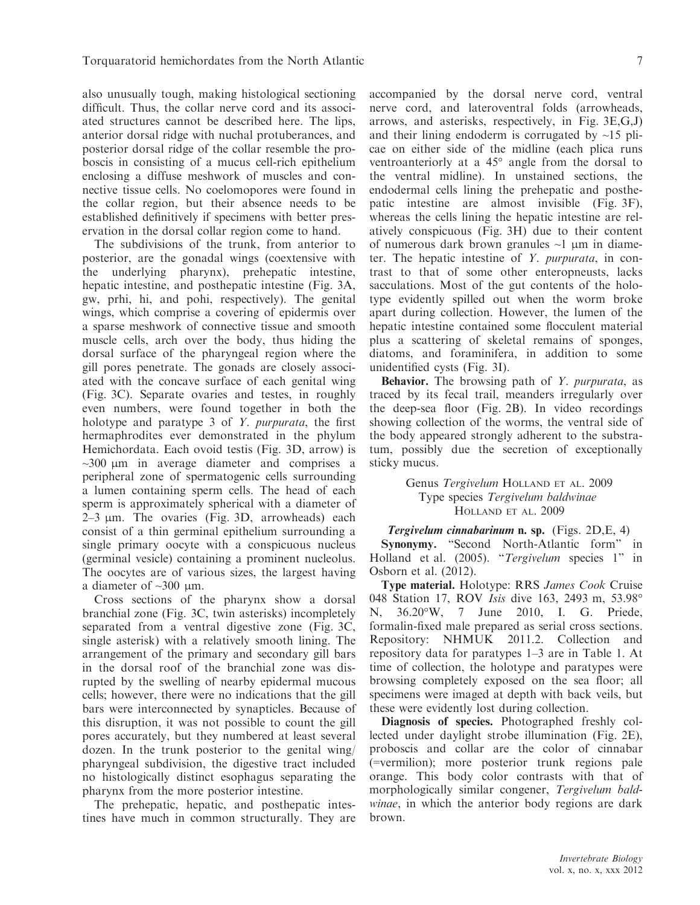also unusually tough, making histological sectioning difficult. Thus, the collar nerve cord and its associated structures cannot be described here. The lips, anterior dorsal ridge with nuchal protuberances, and posterior dorsal ridge of the collar resemble the proboscis in consisting of a mucus cell-rich epithelium enclosing a diffuse meshwork of muscles and connective tissue cells. No coelomopores were found in the collar region, but their absence needs to be established definitively if specimens with better preservation in the dorsal collar region come to hand.

The subdivisions of the trunk, from anterior to posterior, are the gonadal wings (coextensive with the underlying pharynx), prehepatic intestine, hepatic intestine, and posthepatic intestine (Fig. 3A, gw, prhi, hi, and pohi, respectively). The genital wings, which comprise a covering of epidermis over a sparse meshwork of connective tissue and smooth muscle cells, arch over the body, thus hiding the dorsal surface of the pharyngeal region where the gill pores penetrate. The gonads are closely associated with the concave surface of each genital wing (Fig. 3C). Separate ovaries and testes, in roughly even numbers, were found together in both the holotype and paratype 3 of *Y. purpurata*, the first hermaphrodites ever demonstrated in the phylum Hemichordata. Each ovoid testis (Fig. 3D, arrow) is ~300 μm in average diameter and comprises a peripheral zone of spermatogenic cells surrounding a lumen containing sperm cells. The head of each sperm is approximately spherical with a diameter of 2–3 μm. The ovaries (Fig. 3D, arrowheads) each consist of a thin germinal epithelium surrounding a single primary oocyte with a conspicuous nucleus (germinal vesicle) containing a prominent nucleolus. The oocytes are of various sizes, the largest having a diameter of ~300 μm.

Cross sections of the pharynx show a dorsal branchial zone (Fig. 3C, twin asterisks) incompletely separated from a ventral digestive zone (Fig. 3C, single asterisk) with a relatively smooth lining. The arrangement of the primary and secondary gill bars in the dorsal roof of the branchial zone was disrupted by the swelling of nearby epidermal mucous cells; however, there were no indications that the gill bars were interconnected by synapticles. Because of this disruption, it was not possible to count the gill pores accurately, but they numbered at least several dozen. In the trunk posterior to the genital wing/pharyngeal subdivision, the digestive tract included no histologically distinct esophagus separating the pharynx from the more posterior intestine.

The prehepatic, hepatic, and posthepatic intestines have much in common structurally. They are accompanied by the dorsal nerve cord, ventral nerve cord, and lateroventral folds (arrowheads, arrows, and asterisks, respectively, in Fig. 3E,G,J) and their lining endoderm is corrugated by ~15 plicae on either side of the midline (each plica runs ventroanteriorly at a 45° angle from the dorsal to the ventral midline). In unstained sections, the endodermal cells lining the prehepatic and posthepatic intestine are almost invisible (Fig. 3F), whereas the cells lining the hepatic intestine are relatively conspicuous (Fig. 3H) due to their content of numerous dark brown granules ~1 μm in diameter. The hepatic intestine of *Y. purpurata*, in contrast to that of some other enteropneusts, lacks sacculations. Most of the gut contents of the holotype evidently spilled out when the worm broke apart during collection. However, the lumen of the hepatic intestine contained some flocculent material plus a scattering of skeletal remains of sponges, diatoms, and foraminifera, in addition to some unidentified cysts (Fig. 3I).

**Behavior.** The browsing path of *Y. purpurata*, as traced by its fecal trail, meanders irregularly over the deep-sea floor (Fig. 2B). In video recordings showing collection of the worms, the ventral side of the body appeared strongly adherent to the substratum, possibly due the secretion of exceptionally sticky mucus.

Genus *Tergivelum* Holland et al. 2009
Type species *Tergivelum baldwinae* Holland et al. 2009

***Tergivelum cinnabarinum* n. sp.** (Figs. 2D,E, 4)

**Synonymy.** "Second North-Atlantic form" in Holland et al. (2005). "*Tergivelum* species 1" in Osborn et al. (2012).

**Type material.** Holotype: RRS *James Cook* Cruise 048 Station 17, ROV *Isis* dive 163, 2493 m, 53.98° N, 36.20°W, 7 June 2010, I. G. Priede, formalin-fixed male prepared as serial cross sections. Repository: NHMUK 2011.2. Collection and repository data for paratypes 1–3 are in Table 1. At time of collection, the holotype and paratypes were browsing completely exposed on the sea floor; all specimens were imaged at depth with back veils, but these were evidently lost during collection.

**Diagnosis of species.** Photographed freshly collected under daylight strobe illumination (Fig. 2E), proboscis and collar are the color of cinnabar (=vermilion); more posterior trunk regions pale orange. This body color contrasts with that of morphologically similar congener, *Tergivelum baldwinae*, in which the anterior body regions are dark brown.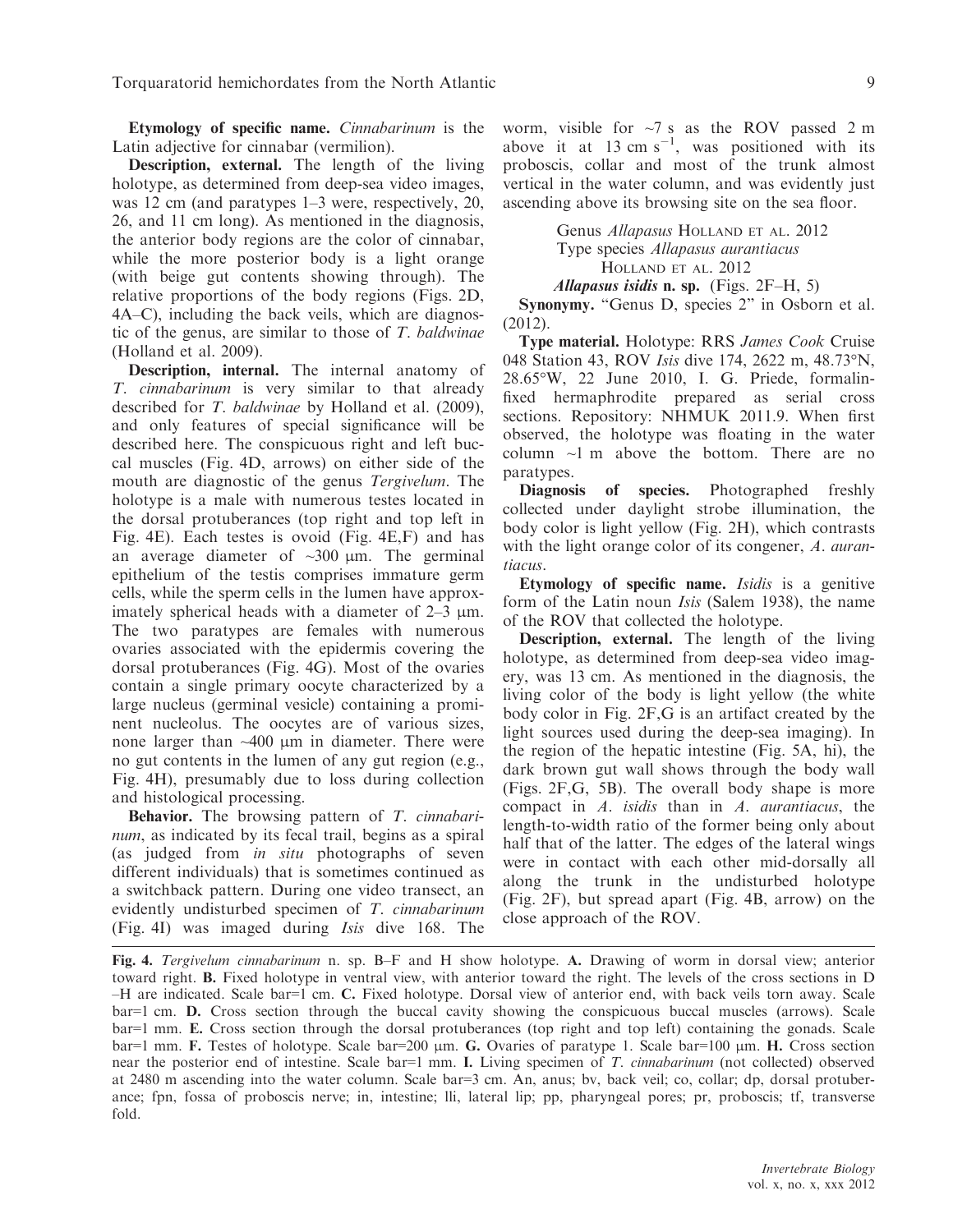**Etymology of specific name.** *Cinnabarinum* is the Latin adjective for cinnabar (vermilion).

**Description, external.** The length of the living holotype, as determined from deep-sea video images, was 12 cm (and paratypes 1–3 were, respectively, 20, 26, and 11 cm long). As mentioned in the diagnosis, the anterior body regions are the color of cinnabar, while the more posterior body is a light orange (with beige gut contents showing through). The relative proportions of the body regions (Figs. 2D, 4A–C), including the back veils, which are diagnostic of the genus, are similar to those of *T. baldwinae* (Holland et al. 2009).

**Description, internal.** The internal anatomy of *T. cinnabarinum* is very similar to that already described for *T. baldwinae* by Holland et al. (2009), and only features of special significance will be described here. The conspicuous right and left buccal muscles (Fig. 4D, arrows) on either side of the mouth are diagnostic of the genus *Tergivelum*. The holotype is a male with numerous testes located in the dorsal protuberances (top right and top left in Fig. 4E). Each testes is ovoid (Fig. 4E,F) and has an average diameter of ~300 μm. The germinal epithelium of the testis comprises immature germ cells, while the sperm cells in the lumen have approximately spherical heads with a diameter of 2–3 μm. The two paratypes are females with numerous ovaries associated with the epidermis covering the dorsal protuberances (Fig. 4G). Most of the ovaries contain a single primary oocyte characterized by a large nucleus (germinal vesicle) containing a prominent nucleolus. The oocytes are of various sizes, none larger than ~400 μm in diameter. There were no gut contents in the lumen of any gut region (e.g., Fig. 4H), presumably due to loss during collection and histological processing.

**Behavior.** The browsing pattern of *T. cinnabarinum*, as indicated by its fecal trail, begins as a spiral (as judged from *in situ* photographs of seven different individuals) that is sometimes continued as a switchback pattern. During one video transect, an evidently undisturbed specimen of *T. cinnabarinum* (Fig. 4I) was imaged during *Isis* dive 168. The worm, visible for ~7 s as the ROV passed 2 m above it at 13 cm s$^{-1}$, was positioned with its proboscis, collar and most of the trunk almost vertical in the water column, and was evidently just ascending above its browsing site on the sea floor.

Genus *Allapasus* Holland et al. 2012
Type species *Allapasus aurantiacus* Holland et al. 2012
***Allapasus isidis* n. sp.** (Figs. 2F–H, 5)

**Synonymy.** "Genus D, species 2" in Osborn et al. (2012).

**Type material.** Holotype: RRS *James Cook* Cruise 048 Station 43, ROV *Isis* dive 174, 2622 m, 48.73°N, 28.65°W, 22 June 2010, I. G. Priede, formalin-fixed hermaphrodite prepared as serial cross sections. Repository: NHMUK 2011.9. When first observed, the holotype was floating in the water column ~1 m above the bottom. There are no paratypes.

**Diagnosis of species.** Photographed freshly collected under daylight strobe illumination, the body color is light yellow (Fig. 2H), which contrasts with the light orange color of its congener, *A. aurantiacus*.

**Etymology of specific name.** *Isidis* is a genitive form of the Latin noun *Isis* (Salem 1938), the name of the ROV that collected the holotype.

**Description, external.** The length of the living holotype, as determined from deep-sea video imagery, was 13 cm. As mentioned in the diagnosis, the living color of the body is light yellow (the white body color in Fig. 2F,G is an artifact created by the light sources used during the deep-sea imaging). In the region of the hepatic intestine (Fig. 5A, hi), the dark brown gut wall shows through the body wall (Figs. 2F,G, 5B). The overall body shape is more compact in *A. isidis* than in *A. aurantiacus*, the length-to-width ratio of the former being only about half that of the latter. The edges of the lateral wings were in contact with each other mid-dorsally all along the trunk in the undisturbed holotype (Fig. 2F), but spread apart (Fig. 4B, arrow) on the close approach of the ROV.

**Fig. 4.** *Tergivelum cinnabarinum* n. sp. B–F and H show holotype. **A.** Drawing of worm in dorsal view; anterior toward right. **B.** Fixed holotype in ventral view, with anterior toward the right. The levels of the cross sections in D–H are indicated. Scale bar=1 cm. **C.** Fixed holotype. Dorsal view of anterior end, with back veils torn away. Scale bar=1 cm. **D.** Cross section through the buccal cavity showing the conspicuous buccal muscles (arrows). Scale bar=1 mm. **E.** Cross section through the dorsal protuberances (top right and top left) containing the gonads. Scale bar=1 mm. **F.** Testes of holotype. Scale bar=200 μm. **G.** Ovaries of paratype 1. Scale bar=100 μm. **H.** Cross section near the posterior end of intestine. Scale bar=1 mm. **I.** Living specimen of *T. cinnabarinum* (not collected) observed at 2480 m ascending into the water column. Scale bar=3 cm. An, anus; bv, back veil; co, collar; dp, dorsal protuberance; fpn, fossa of proboscis nerve; in, intestine; lli, lateral lip; pp, pharyngeal pores; pr, proboscis; tf, transverse fold.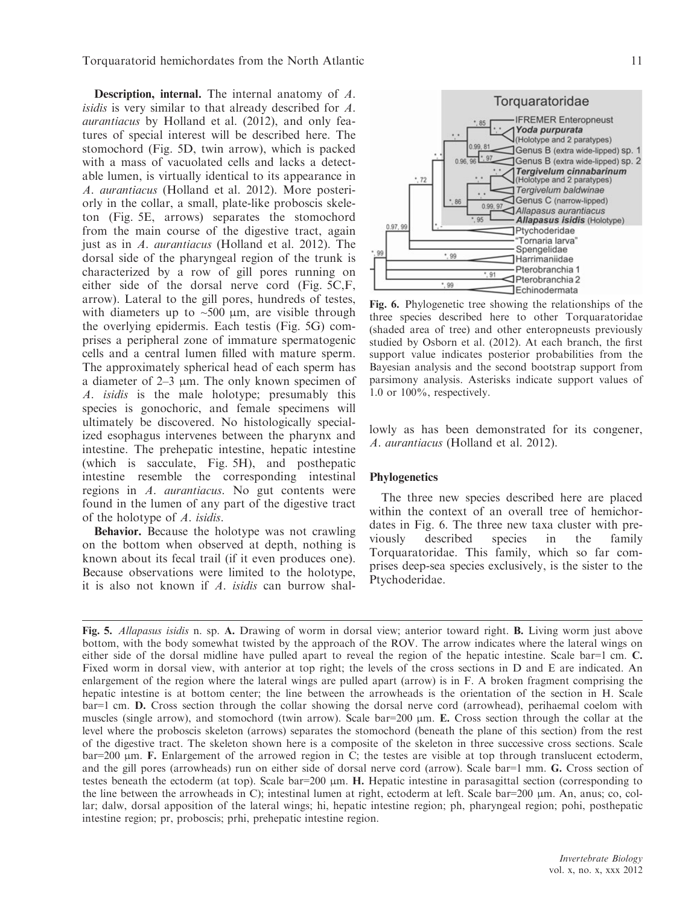**Description, internal.** The internal anatomy of *A. isidis* is very similar to that already described for *A. aurantiacus* by Holland et al. (2012), and only features of special interest will be described here. The stomochord (Fig. 5D, twin arrow), which is packed with a mass of vacuolated cells and lacks a detectable lumen, is virtually identical to its appearance in *A. aurantiacus* (Holland et al. 2012). More posteriorly in the collar, a small, plate-like proboscis skeleton (Fig. 5E, arrows) separates the stomochord from the main course of the digestive tract, again just as in *A. aurantiacus* (Holland et al. 2012). The dorsal side of the pharyngeal region of the trunk is characterized by a row of gill pores running on either side of the dorsal nerve cord (Fig. 5C,F, arrow). Lateral to the gill pores, hundreds of testes, with diameters up to ~500 μm, are visible through the overlying epidermis. Each testis (Fig. 5G) comprises a peripheral zone of immature spermatogenic cells and a central lumen filled with mature sperm. The approximately spherical head of each sperm has a diameter of 2–3 μm. The only known specimen of *A. isidis* is the male holotype; presumably this species is gonochoric, and female specimens will ultimately be discovered. No histologically specialized esophagus intervenes between the pharynx and intestine. The prehepatic intestine, hepatic intestine (which is sacculate, Fig. 5H), and posthepatic intestine resemble the corresponding intestinal regions in *A. aurantiacus*. No gut contents were found in the lumen of any part of the digestive tract of the holotype of *A. isidis*.

**Behavior.** Because the holotype was not crawling on the bottom when observed at depth, nothing is known about its fecal trail (if it even produces one). Because observations were limited to the holotype, it is also not known if *A. isidis* can burrow shallowly as has been demonstrated for its congener, *A. aurantiacus* (Holland et al. 2012).

**Fig. 6.** Phylogenetic tree showing the relationships of the three species described here to other Torquaratoridae (shaded area of tree) and other enteropneusts previously studied by Osborn et al. (2012). At each branch, the first support value indicates posterior probabilities from the Bayesian analysis and the second bootstrap support from parsimony analysis. Asterisks indicate support values of 1.0 or 100%, respectively.

### Phylogenetics

The three new species described here are placed within the context of an overall tree of hemichordates in Fig. 6. The three new taxa cluster with previously described species in the family Torquaratoridae. This family, which so far comprises deep-sea species exclusively, is the sister to the Ptychoderidae.

**Fig. 5.** *Allapasus isidis* n. sp. **A.** Drawing of worm in dorsal view; anterior toward right. **B.** Living worm just above bottom, with the body somewhat twisted by the approach of the ROV. The arrow indicates where the lateral wings on either side of the dorsal midline have pulled apart to reveal the region of the hepatic intestine. Scale bar=1 cm. **C.** Fixed worm in dorsal view, with anterior at top right; the levels of the cross sections in D and E are indicated. An enlargement of the region where the lateral wings are pulled apart (arrow) is in F. A broken fragment comprising the hepatic intestine is at bottom center; the line between the arrowheads is the orientation of the section in H. Scale bar=1 cm. **D.** Cross section through the collar showing the dorsal nerve cord (arrowhead), perihaemal coelom with muscles (single arrow), and stomochord (twin arrow). Scale bar=200 μm. **E.** Cross section through the collar at the level where the proboscis skeleton (arrows) separates the stomochord (beneath the plane of this section) from the rest of the digestive tract. The skeleton shown here is a composite of the skeleton in three successive cross sections. Scale bar=200 μm. **F.** Enlargement of the arrowed region in C; the testes are visible at top through translucent ectoderm, and the gill pores (arrowheads) run on either side of dorsal nerve cord (arrow). Scale bar=1 mm. **G.** Cross section of testes beneath the ectoderm (at top). Scale bar=200 μm. **H.** Hepatic intestine in parasagittal section (corresponding to the line between the arrowheads in C); intestinal lumen at right, ectoderm at left. Scale bar=200 μm. An, anus; co, collar; dalw, dorsal apposition of the lateral wings; hi, hepatic intestine region; ph, pharyngeal region; pohi, posthepatic intestine region; pr, proboscis; prhi, prehepatic intestine region.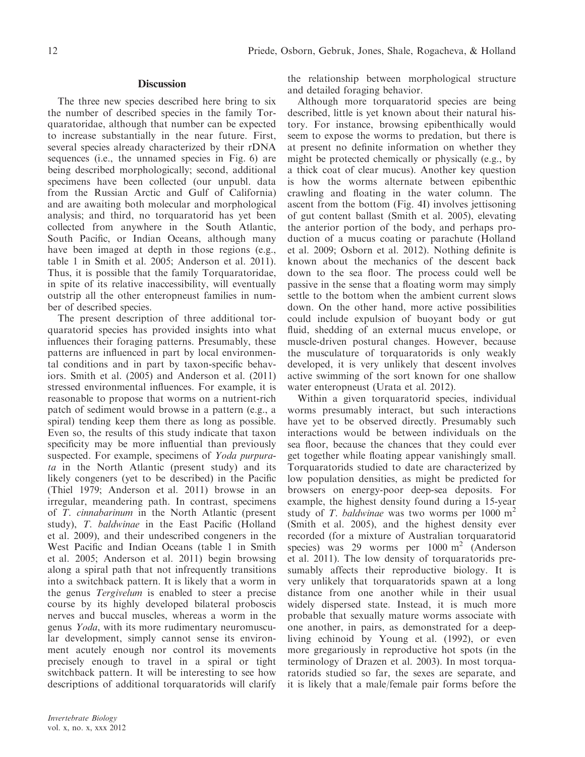## Discussion

The three new species described here bring to six the number of described species in the family Torquaratoridae, although that number can be expected to increase substantially in the near future. First, several species already characterized by their rDNA sequences (i.e., the unnamed species in Fig. 6) are being described morphologically; second, additional specimens have been collected (our unpubl. data from the Russian Arctic and Gulf of California) and are awaiting both molecular and morphological analysis; and third, no torquaratorid has yet been collected from anywhere in the South Atlantic, South Pacific, or Indian Oceans, although many have been imaged at depth in those regions (e.g., table 1 in Smith et al. 2005; Anderson et al. 2011). Thus, it is possible that the family Torquaratoridae, in spite of its relative inaccessibility, will eventually outstrip all the other enteropneust families in number of described species.

The present description of three additional torquaratorid species has provided insights into what influences their foraging patterns. Presumably, these patterns are influenced in part by local environmental conditions and in part by taxon-specific behaviors. Smith et al. (2005) and Anderson et al. (2011) stressed environmental influences. For example, it is reasonable to propose that worms on a nutrient-rich patch of sediment would browse in a pattern (e.g., a spiral) tending keep them there as long as possible. Even so, the results of this study indicate that taxon specificity may be more influential than previously suspected. For example, specimens of *Yoda purpurata* in the North Atlantic (present study) and its likely congeners (yet to be described) in the Pacific (Thiel 1979; Anderson et al. 2011) browse in an irregular, meandering path. In contrast, specimens of *T. cinnabarinum* in the North Atlantic (present study), *T. baldwinae* in the East Pacific (Holland et al. 2009), and their undescribed congeners in the West Pacific and Indian Oceans (table 1 in Smith et al. 2005; Anderson et al. 2011) begin browsing along a spiral path that not infrequently transitions into a switchback pattern. It is likely that a worm in the genus *Tergivelum* is enabled to steer a precise course by its highly developed bilateral proboscis nerves and buccal muscles, whereas a worm in the genus *Yoda*, with its more rudimentary neuromuscular development, simply cannot sense its environment acutely enough nor control its movements precisely enough to travel in a spiral or tight switchback pattern. It will be interesting to see how descriptions of additional torquaratorids will clarify the relationship between morphological structure and detailed foraging behavior.

Although more torquaratorid species are being described, little is yet known about their natural history. For instance, browsing epibenthically would seem to expose the worms to predation, but there is at present no definite information on whether they might be protected chemically or physically (e.g., by a thick coat of clear mucus). Another key question is how the worms alternate between epibenthic crawling and floating in the water column. The ascent from the bottom (Fig. 4I) involves jettisoning of gut content ballast (Smith et al. 2005), elevating the anterior portion of the body, and perhaps production of a mucus coating or parachute (Holland et al. 2009; Osborn et al. 2012). Nothing definite is known about the mechanics of the descent back down to the sea floor. The process could well be passive in the sense that a floating worm may simply settle to the bottom when the ambient current slows down. On the other hand, more active possibilities could include expulsion of buoyant body or gut fluid, shedding of an external mucus envelope, or muscle-driven postural changes. However, because the musculature of torquaratorids is only weakly developed, it is very unlikely that descent involves active swimming of the sort known for one shallow water enteropneust (Urata et al. 2012).

Within a given torquaratorid species, individual worms presumably interact, but such interactions have yet to be observed directly. Presumably such interactions would be between individuals on the sea floor, because the chances that they could ever get together while floating appear vanishingly small. Torquaratorids studied to date are characterized by low population densities, as might be predicted for browsers on energy-poor deep-sea deposits. For example, the highest density found during a 15-year study of *T. baldwinae* was two worms per 1000 $m^2$ (Smith et al. 2005), and the highest density ever recorded (for a mixture of Australian torquaratorid species) was 29 worms per 1000 $m^2$ (Anderson et al. 2011). The low density of torquaratorids presumably affects their reproductive biology. It is very unlikely that torquaratorids spawn at a long distance from one another while in their usual widely dispersed state. Instead, it is much more probable that sexually mature worms associate with one another, in pairs, as demonstrated for a deep-living echinoid by Young et al. (1992), or even more gregariously in reproductive hot spots (in the terminology of Drazen et al. 2003). In most torquaratorids studied so far, the sexes are separate, and it is likely that a male/female pair forms before the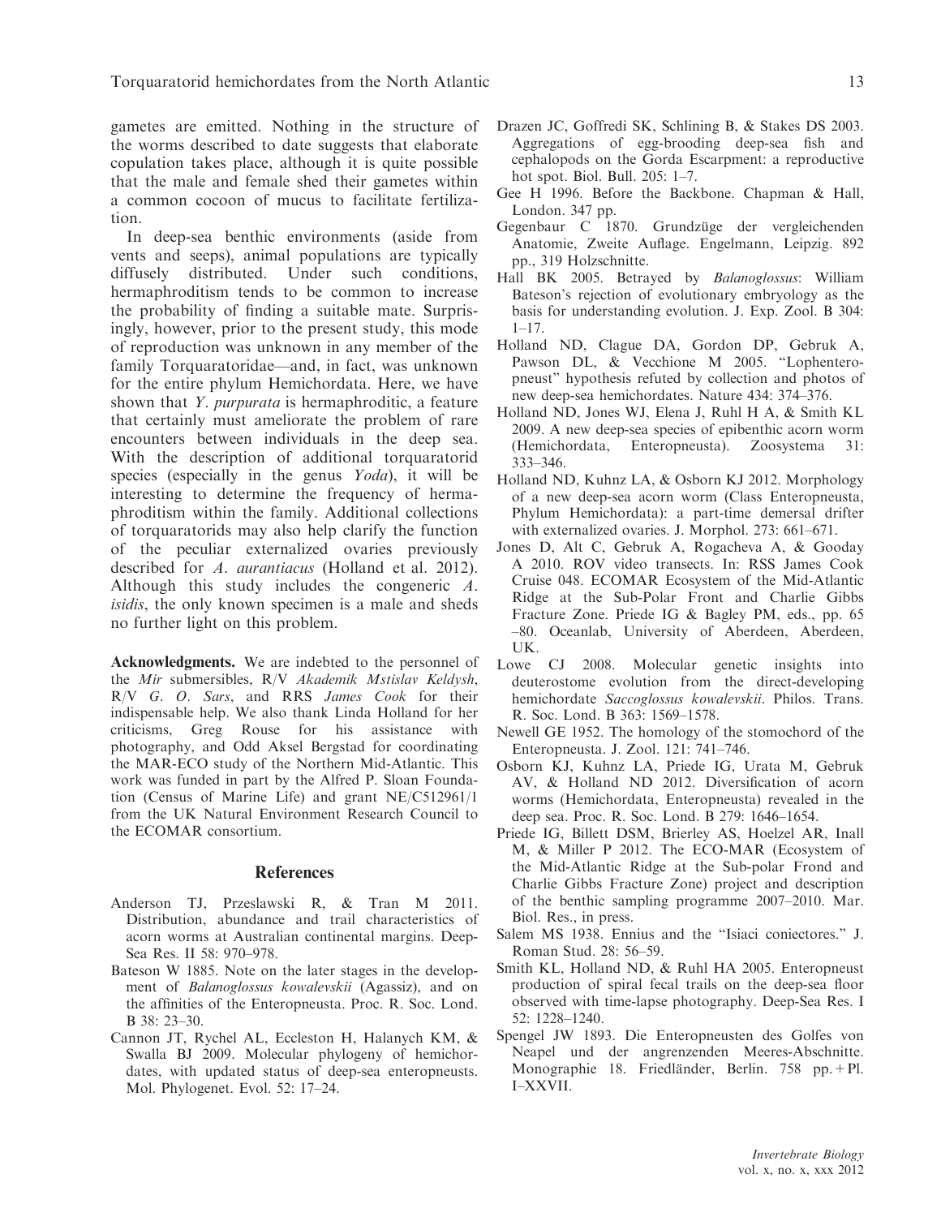gametes are emitted. Nothing in the structure of the worms described to date suggests that elaborate copulation takes place, although it is quite possible that the male and female shed their gametes within a common cocoon of mucus to facilitate fertilization.

In deep-sea benthic environments (aside from vents and seeps), animal populations are typically diffusely distributed. Under such conditions, hermaphroditism tends to be common to increase the probability of finding a suitable mate. Surprisingly, however, prior to the present study, this mode of reproduction was unknown in any member of the family Torquaratoridae—and, in fact, was unknown for the entire phylum Hemichordata. Here, we have shown that *Y. purpurata* is hermaphroditic, a feature that certainly must ameliorate the problem of rare encounters between individuals in the deep sea. With the description of additional torquaratorid species (especially in the genus *Yoda*), it will be interesting to determine the frequency of hermaphroditism within the family. Additional collections of torquaratorids may also help clarify the function of the peculiar externalized ovaries previously described for *A. aurantiacus* (Holland et al. 2012). Although this study includes the congeneric *A. isidis*, the only known specimen is a male and sheds no further light on this problem.

**Acknowledgments.** We are indebted to the personnel of the *Mir* submersibles, R/V *Akademik Mstislav Keldysh*, R/V *G. O. Sars*, and RRS *James Cook* for their indispensable help. We also thank Linda Holland for her criticisms, Greg Rouse for his assistance with photography, and Odd Aksel Bergstad for coordinating the MAR-ECO study of the Northern Mid-Atlantic. This work was funded in part by the Alfred P. Sloan Foundation (Census of Marine Life) and grant NE/C512961/1 from the UK Natural Environment Research Council to the ECOMAR consortium.

## References

Anderson TJ, Przeslawski R, & Tran M 2011. Distribution, abundance and trail characteristics of acorn worms at Australian continental margins. Deep-Sea Res. II 58: 970–978.

Bateson W 1885. Note on the later stages in the development of *Balanoglossus kowalevskii* (Agassiz), and on the affinities of the Enteropneusta. Proc. R. Soc. Lond. B 38: 23–30.

Cannon JT, Rychel AL, Eccleston H, Halanych KM, & Swalla BJ 2009. Molecular phylogeny of hemichordates, with updated status of deep-sea enteropneusts. Mol. Phylogenet. Evol. 52: 17–24.

Drazen JC, Goffredi SK, Schlining B, & Stakes DS 2003. Aggregations of egg-brooding deep-sea fish and cephalopods on the Gorda Escarpment: a reproductive hot spot. Biol. Bull. 205: 1–7.

Gee H 1996. Before the Backbone. Chapman & Hall, London. 347 pp.

Gegenbaur C 1870. Grundzüge der vergleichenden Anatomie, Zweite Auflage. Engelmann, Leipzig. 892 pp., 319 Holzschnitte.

Hall BK 2005. Betrayed by *Balanoglossus*: William Bateson's rejection of evolutionary embryology as the basis for understanding evolution. J. Exp. Zool. B 304: 1–17.

Holland ND, Clague DA, Gordon DP, Gebruk A, Pawson DL, & Vecchione M 2005. "Lophenteropneust" hypothesis refuted by collection and photos of new deep-sea hemichordates. Nature 434: 374–376.

Holland ND, Jones WJ, Elena J, Ruhl H A, & Smith KL 2009. A new deep-sea species of epibenthic acorn worm (Hemichordata, Enteropneusta). Zoosystema 31: 333–346.

Holland ND, Kuhnz LA, & Osborn KJ 2012. Morphology of a new deep-sea acorn worm (Class Enteropneusta, Phylum Hemichordata): a part-time demersal drifter with externalized ovaries. J. Morphol. 273: 661–671.

Jones D, Alt C, Gebruk A, Rogacheva A, & Gooday A 2010. ROV video transects. In: RSS James Cook Cruise 048. ECOMAR Ecosystem of the Mid-Atlantic Ridge at the Sub-Polar Front and Charlie Gibbs Fracture Zone. Priede IG & Bagley PM, eds., pp. 65–80. Oceanlab, University of Aberdeen, Aberdeen, UK.

Lowe CJ 2008. Molecular genetic insights into deuterostome evolution from the direct-developing hemichordate *Saccoglossus kowalevskii*. Philos. Trans. R. Soc. Lond. B 363: 1569–1578.

Newell GE 1952. The homology of the stomochord of the Enteropneusta. J. Zool. 121: 741–746.

Osborn KJ, Kuhnz LA, Priede IG, Urata M, Gebruk AV, & Holland ND 2012. Diversification of acorn worms (Hemichordata, Enteropneusta) revealed in the deep sea. Proc. R. Soc. Lond. B 279: 1646–1654.

Priede IG, Billett DSM, Brierley AS, Hoelzel AR, Inall M, & Miller P 2012. The ECO-MAR (Ecosystem of the Mid-Atlantic Ridge at the Sub-polar Frond and Charlie Gibbs Fracture Zone) project and description of the benthic sampling programme 2007–2010. Mar. Biol. Res., in press.

Salem MS 1938. Ennius and the "Isiaci coniectores." J. Roman Stud. 28: 56–59.

Smith KL, Holland ND, & Ruhl HA 2005. Enteropneust production of spiral fecal trails on the deep-sea floor observed with time-lapse photography. Deep-Sea Res. I 52: 1228–1240.

Spengel JW 1893. Die Enteropneusten des Golfes von Neapel und der angrenzenden Meeres-Abschnitte. Monographie 18. Friedländer, Berlin. 758 pp. + Pl. I–XXVII.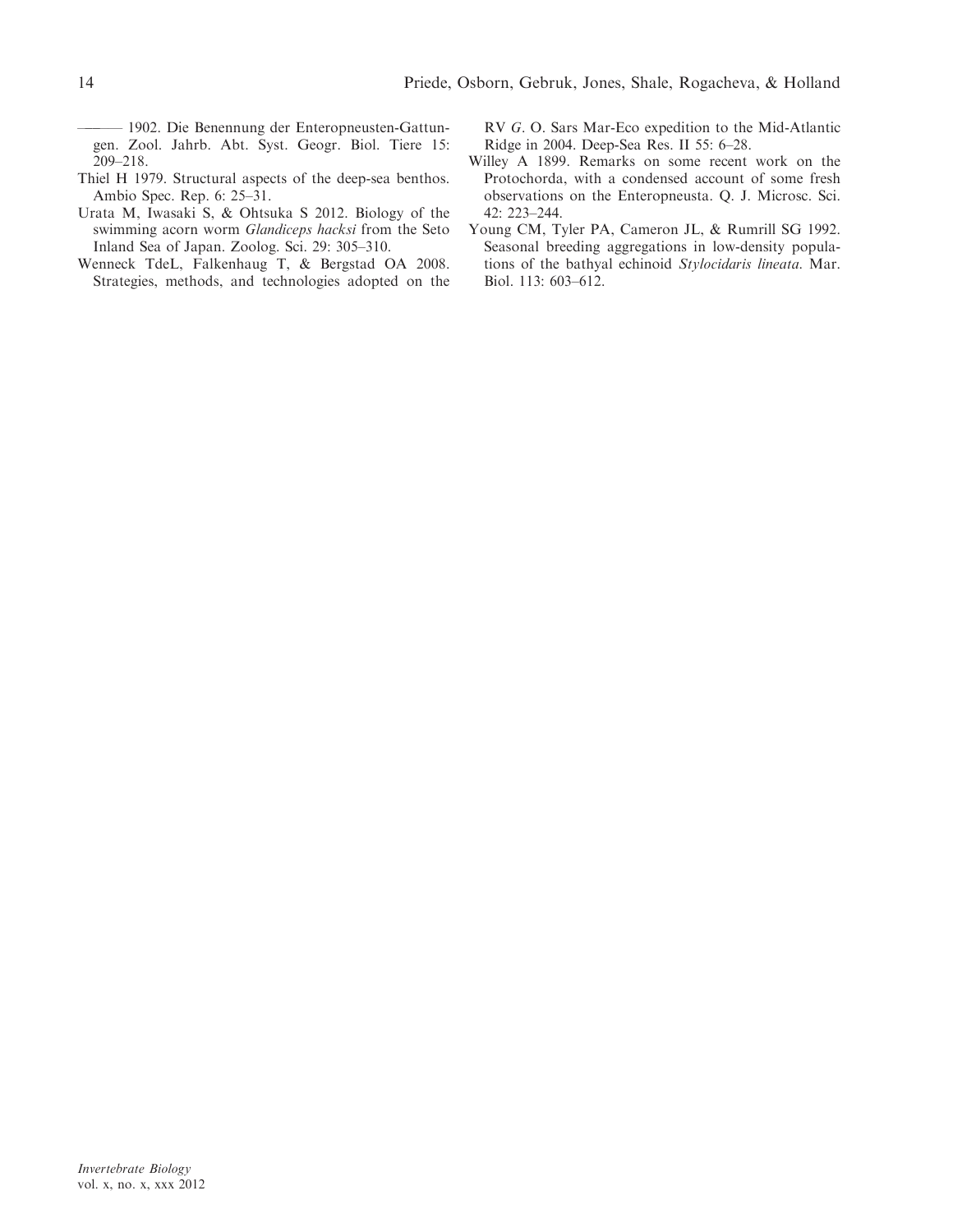——— 1902. Die Benennung der Enteropneusten-Gattungen. Zool. Jahrb. Abt. Syst. Geogr. Biol. Tiere 15: 209–218.

Thiel H 1979. Structural aspects of the deep-sea benthos. Ambio Spec. Rep. 6: 25–31.

Urata M, Iwasaki S, & Ohtsuka S 2012. Biology of the swimming acorn worm *Glandiceps hacksi* from the Seto Inland Sea of Japan. Zoolog. Sci. 29: 305–310.

Wenneck TdeL, Falkenhaug T, & Bergstad OA 2008. Strategies, methods, and technologies adopted on the RV *G*. O. Sars Mar-Eco expedition to the Mid-Atlantic Ridge in 2004. Deep-Sea Res. II 55: 6–28.

Willey A 1899. Remarks on some recent work on the Protochorda, with a condensed account of some fresh observations on the Enteropneusta. Q. J. Microsc. Sci. 42: 223–244.

Young CM, Tyler PA, Cameron JL, & Rumrill SG 1992. Seasonal breeding aggregations in low-density populations of the bathyal echinoid *Stylocidaris lineata*. Mar. Biol. 113: 603–612.